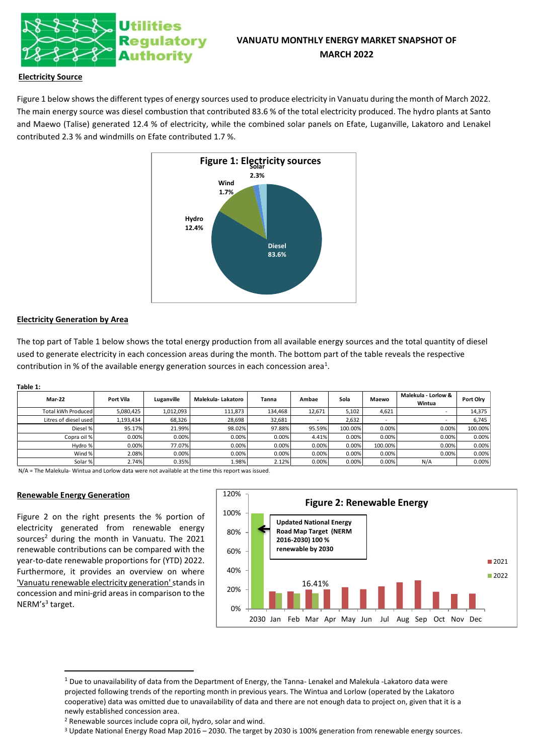# VANUATU MONTHLY ENERGY MARKET SNAPSHOT OF MARCH 2022

## Electricity Source

Figure 1 below shows the different types of energy sources used to produce electricity in Vanuatu during the month of March 2022. The main energy source was diesel combustion that contributed 83.6 % of the total electricity produced. The hydro plants at Santo and Maewo (Talise) generated 12.4 % of electricity, while the combined solar panels on Efate, Luganville, Lakatoro and Lenakel contributed 2.3 % and windmills on Efate contributed 1.7 %.

**Figure 1: Electricity sources**

## Electricity Generation by Area

The top part of Table 1 below shows the total energy production from all available energy sources and the total quantity of diesel used to generate electricity in each concession areas during the month. The bottom part of the table reveals the respective contribution in % of the available energy generation sources in each concession area[1].

**Table 1:**

| Mar-22 | Port Vila | Luganville | Malekula- Lakatoro | Tanna | Ambae | Sola | Maewo | Malekula - Lorlow & Wintua | Port Olry |
|---|---|---|---|---|---|---|---|---|---|
| Total kWh Produced | 5,080,425 | 1,012,093 | 111,873 | 134,468 | 12,671 | 5,102 | 4,621 | - | 14,375 |
| Litres of diesel used | 1,193,434 | 68,326 | 28,698 | 32,681 | - | 2,632 | - | - | 6,745 |
| Diesel % | 95.17% | 21.99% | 98.02% | 97.88% | 95.59% | 100.00% | 0.00% | 0.00% | 100.00% |
| Copra oil % | 0.00% | 0.00% | 0.00% | 0.00% | 4.41% | 0.00% | 0.00% | 0.00% | 0.00% |
| Hydro % | 0.00% | 77.07% | 0.00% | 0.00% | 0.00% | 0.00% | 100.00% | 0.00% | 0.00% |
| Wind % | 2.08% | 0.00% | 0.00% | 0.00% | 0.00% | 0.00% | 0.00% | 0.00% | 0.00% |
| Solar % | 2.74% | 0.35% | 1.98% | 2.12% | 0.00% | 0.00% | 0.00% | N/A | 0.00% |

N/A = The Malekula- Wintua and Lorlow data were not available at the time this report was issued.

## Renewable Energy Generation

Figure 2 on the right presents the % portion of electricity generated from renewable energy sources[2] during the month in Vanuatu. The 2021 renewable contributions can be compared with the year-to-date renewable proportions for (YTD) 2022. Furthermore, it provides an overview on where 'Vanuatu renewable electricity generation' stands in concession and mini-grid areas in comparison to the NERM's[3] target.

**Figure 2: Renewable Energy**

---

[1] Due to unavailability of data from the Department of Energy, the Tanna- Lenakel and Malekula -Lakatoro data were projected following trends of the reporting month in previous years. The Wintua and Lorlow (operated by the Lakatoro cooperative) data was omitted due to unavailability of data and there are not enough data to project on, given that it is a newly established concession area.

[2] Renewable sources include copra oil, hydro, solar and wind.

[3] Update National Energy Road Map 2016 – 2030. The target by 2030 is 100% generation from renewable energy sources.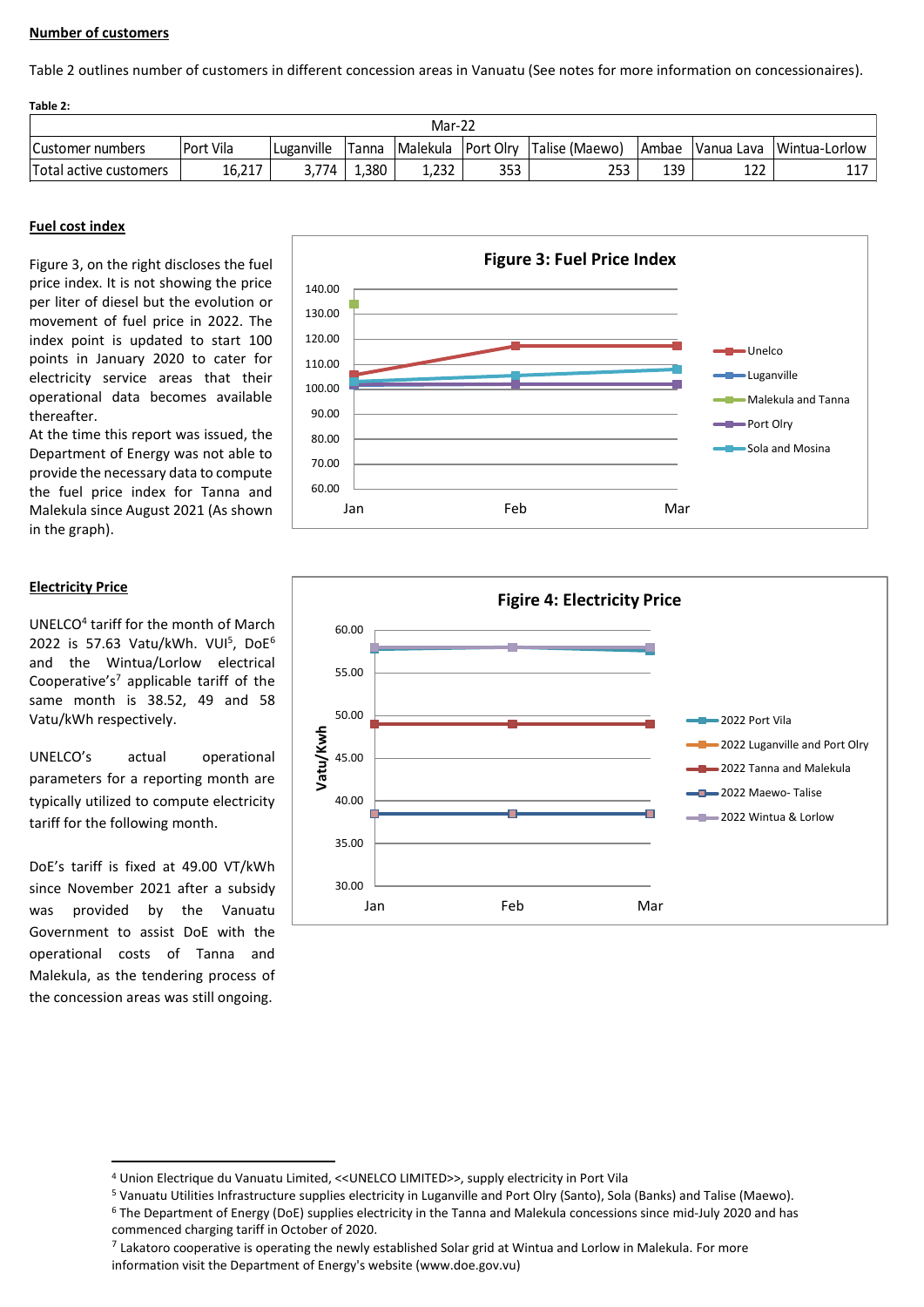**Number of customers**

Table 2 outlines number of customers in different concession areas in Vanuatu (See notes for more information on concessionaires).

**Table 2:**

| Mar-22 | | | | | | | | | |
|---|---|---|---|---|---|---|---|---|---|
| Customer numbers | Port Vila | Luganville | Tanna | Malekula | Port Olry | Talise (Maewo) | Ambae | Vanua Lava | Wintua-Lorlow |
| Total active customers | 16,217 | 3,774 | 1,380 | 1,232 | 353 | 253 | 139 | 122 | 117 |

**Fuel cost index**

Figure 3, on the right discloses the fuel price index. It is not showing the price per liter of diesel but the evolution or movement of fuel price in 2022. The index point is updated to start 100 points in January 2020 to cater for electricity service areas that their operational data becomes available thereafter.

At the time this report was issued, the Department of Energy was not able to provide the necessary data to compute the fuel price index for Tanna and Malekula since August 2021 (As shown in the graph).

**Figure 3: Fuel Price Index**

**Electricity Price**

UNELCO[4] tariff for the month of March 2022 is 57.63 Vatu/kWh. VUI[5], DoE[6] and the Wintua/Lorlow electrical Cooperative's[7] applicable tariff of the same month is 38.52, 49 and 58 Vatu/kWh respectively.

UNELCO's actual operational parameters for a reporting month are typically utilized to compute electricity tariff for the following month.

DoE's tariff is fixed at 49.00 VT/kWh since November 2021 after a subsidy was provided by the Vanuatu Government to assist DoE with the operational costs of Tanna and Malekula, as the tendering process of the concession areas was still ongoing.

**Figire 4: Electricity Price**

---

[4] Union Electrique du Vanuatu Limited, <<UNELCO LIMITED>>, supply electricity in Port Vila

[5] Vanuatu Utilities Infrastructure supplies electricity in Luganville and Port Olry (Santo), Sola (Banks) and Talise (Maewo).

[6] The Department of Energy (DoE) supplies electricity in the Tanna and Malekula concessions since mid-July 2020 and has commenced charging tariff in October of 2020.

[7] Lakatoro cooperative is operating the newly established Solar grid at Wintua and Lorlow in Malekula. For more information visit the Department of Energy's website (www.doe.gov.vu)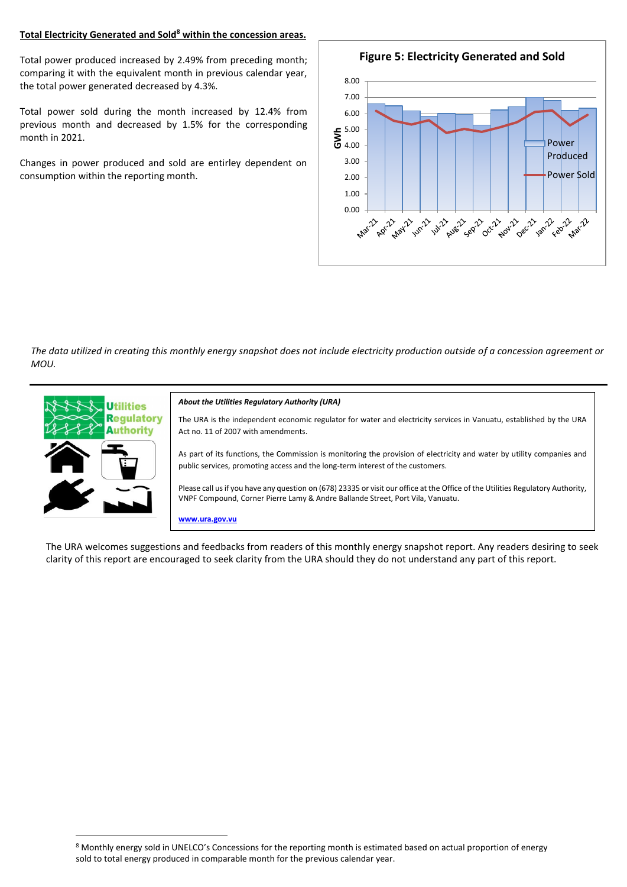**Total Electricity Generated and Sold[8] within the concession areas.**

Total power produced increased by 2.49% from preceding month; comparing it with the equivalent month in previous calendar year, the total power generated decreased by 4.3%.

Total power sold during the month increased by 12.4% from previous month and decreased by 1.5% for the corresponding month in 2021.

Changes in power produced and sold are entirley dependent on consumption within the reporting month.

**Figure 5: Electricity Generated and Sold**

*The data utilized in creating this monthly energy snapshot does not include electricity production outside of a concession agreement or MOU.*

---

***About the Utilities Regulatory Authority (URA)***

The URA is the independent economic regulator for water and electricity services in Vanuatu, established by the URA Act no. 11 of 2007 with amendments.

As part of its functions, the Commission is monitoring the provision of electricity and water by utility companies and public services, promoting access and the long-term interest of the customers.

Please call us if you have any question on (678) 23335 or visit our office at the Office of the Utilities Regulatory Authority, VNPF Compound, Corner Pierre Lamy & Andre Ballande Street, Port Vila, Vanuatu.

**www.ura.gov.vu**

The URA welcomes suggestions and feedbacks from readers of this monthly energy snapshot report. Any readers desiring to seek clarity of this report are encouraged to seek clarity from the URA should they do not understand any part of this report.

---

[8] Monthly energy sold in UNELCO's Concessions for the reporting month is estimated based on actual proportion of energy sold to total energy produced in comparable month for the previous calendar year.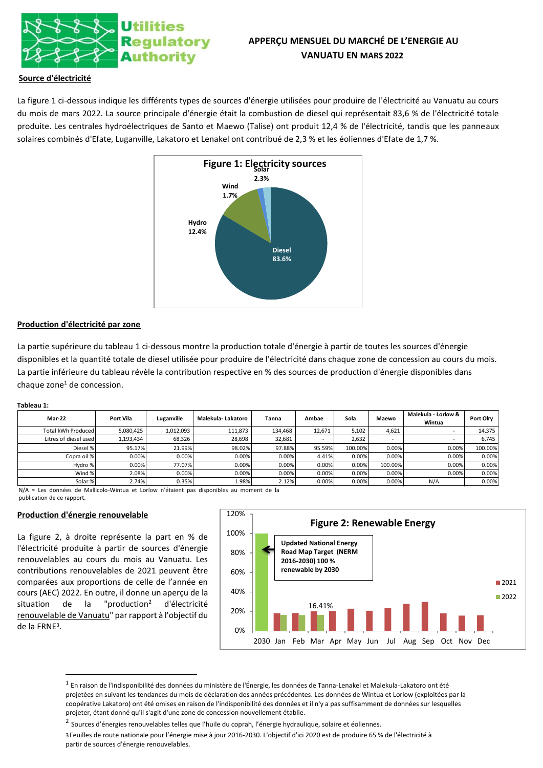# APPERÇU MENSUEL DU MARCHÉ DE L'ENERGIE AU VANUATU EN MARS 2022

## Source d'électricité

La figure 1 ci-dessous indique les différents types de sources d'énergie utilisées pour produire de l'électricité au Vanuatu au cours du mois de mars 2022. La source principale d'énergie était la combustion de diesel qui représentait 83,6 % de l'électricité totale produite. Les centrales hydroélectriques de Santo et Maewo (Talise) ont produit 12,4 % de l'électricité, tandis que les panneaux solaires combinés d'Efate, Luganville, Lakatoro et Lenakel ont contribué de 2,3 % et les éoliennes d'Efate de 1,7 %.

**Figure 1: Electricity sources**

| Source | % |
|---|---|
| Diesel | 83.6% |
| Hydro | 12.4% |
| Wind | 1.7% |
| Solar | 2.3% |

## Production d'électricité par zone

La partie supérieure du tableau 1 ci-dessous montre la production totale d'énergie à partir de toutes les sources d'énergie disponibles et la quantité totale de diesel utilisée pour produire de l'électricité dans chaque zone de concession au cours du mois. La partie inférieure du tableau révèle la contribution respective en % des sources de production d'énergie disponibles dans chaque zone[1] de concession.

**Tableau 1:**

| Mar-22 | Port Vila | Luganville | Malekula- Lakatoro | Tanna | Ambae | Sola | Maewo | Malekula - Lorlow & Wintua | Port Olry |
|---|---|---|---|---|---|---|---|---|---|
| Total kWh Produced | 5,080,425 | 1,012,093 | 111,873 | 134,468 | 12,671 | 5,102 | 4,621 | - | 14,375 |
| Litres of diesel used | 1,193,434 | 68,326 | 28,698 | 32,681 | - | 2,632 | - | - | 6,745 |
| Diesel % | 95.17% | 21.99% | 98.02% | 97.88% | 95.59% | 100.00% | 0.00% | 0.00% | 100.00% |
| Copra oil % | 0.00% | 0.00% | 0.00% | 0.00% | 4.41% | 0.00% | 0.00% | 0.00% | 0.00% |
| Hydro % | 0.00% | 77.07% | 0.00% | 0.00% | 0.00% | 0.00% | 100.00% | 0.00% | 0.00% |
| Wind % | 2.08% | 0.00% | 0.00% | 0.00% | 0.00% | 0.00% | 0.00% | 0.00% | 0.00% |
| Solar % | 2.74% | 0.35% | 1.98% | 2.12% | 0.00% | 0.00% | 0.00% | N/A | 0.00% |

N/A = Les données de Mallicolo-Wintua et Lorlow n'étaient pas disponibles au moment de la publication de ce rapport.

## Production d'énergie renouvelable

La figure 2, à droite représente la part en % de l'électricité produite à partir de sources d'énergie renouvelables au cours du mois au Vanuatu. Les contributions renouvelables de 2021 peuvent être comparées aux proportions de celle de l'année en cours (AEC) 2022. En outre, il donne un aperçu de la situation de la "production[2] d'électricité renouvelable de Vanuatu" par rapport à l'objectif du de la FRNE[3].

**Figure 2: Renewable Energy**

Updated National Energy Road Map Target (NERM 2016-2030) 100 % renewable by 2030

16.41% (Mar 2022)

Légende : 2021, 2022 — Axe : 2030, Jan, Feb, Mar, Apr, May, Jun, Jul, Aug, Sep, Oct, Nov, Dec

---

[1] En raison de l'indisponibilité des données du ministère de l'Énergie, les données de Tanna-Lenakel et Malekula-Lakatoro ont été projetées en suivant les tendances du mois de déclaration des années précédentes. Les données de Wintua et Lorlow (exploitées par la coopérative Lakatoro) ont été omises en raison de l'indisponibilité des données et il n'y a pas suffisamment de données sur lesquelles projeter, étant donné qu'il s'agit d'une zone de concession nouvellement établie.

[2] Sources d'énergies renouvelables telles que l'huile du coprah, l'énergie hydraulique, solaire et éoliennes.

[3] Feuilles de route nationale pour l'énergie mise à jour 2016-2030. L'objectif d'ici 2020 est de produire 65 % de l'électricité à partir de sources d'énergie renouvelables.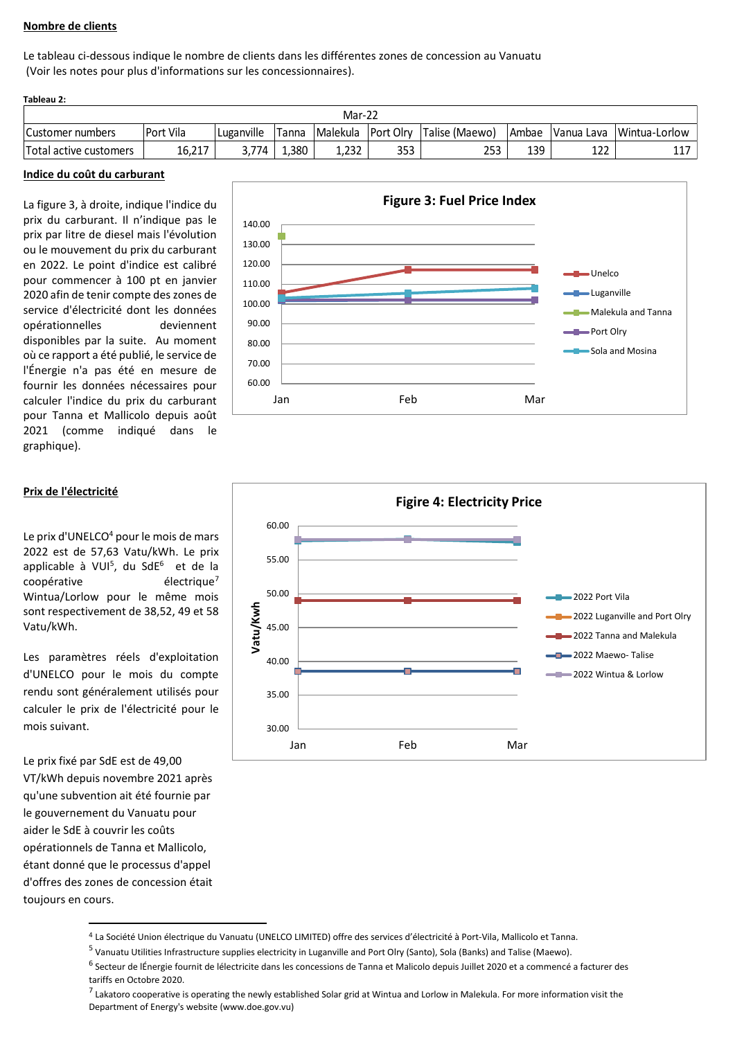**Nombre de clients**

Le tableau ci-dessous indique le nombre de clients dans les différentes zones de concession au Vanuatu
(Voir les notes pour plus d'informations sur les concessionnaires).

**Tableau 2:**

| Mar-22 | | | | | | | | | |
|---|---|---|---|---|---|---|---|---|---|
| Customer numbers | Port Vila | Luganville | Tanna | Malekula | Port Olry | Talise (Maewo) | Ambae | Vanua Lava | Wintua-Lorlow |
| Total active customers | 16,217 | 3,774 | 1,380 | 1,232 | 353 | 253 | 139 | 122 | 117 |

**Indice du coût du carburant**

La figure 3, à droite, indique l'indice du prix du carburant. Il n'indique pas le prix par litre de diesel mais l'évolution ou le mouvement du prix du carburant en 2022. Le point d'indice est calibré pour commencer à 100 pt en janvier 2020 afin de tenir compte des zones de service d'électricité dont les données opérationnelles deviennent disponibles par la suite. Au moment où ce rapport a été publié, le service de l'Énergie n'a pas été en mesure de fournir les données nécessaires pour calculer l'indice du prix du carburant pour Tanna et Mallicolo depuis août 2021 (comme indiqué dans le graphique).

**Figure 3: Fuel Price Index**

**Prix de l'électricité**

Le prix d'UNELCO[4] pour le mois de mars 2022 est de 57,63 Vatu/kWh. Le prix applicable à VUI[5], du SdE[6] et de la coopérative électrique[7] Wintua/Lorlow pour le même mois sont respectivement de 38,52, 49 et 58 Vatu/kWh.

Les paramètres réels d'exploitation d'UNELCO pour le mois du compte rendu sont généralement utilisés pour calculer le prix de l'électricité pour le mois suivant.

Le prix fixé par SdE est de 49,00 VT/kWh depuis novembre 2021 après qu'une subvention ait été fournie par le gouvernement du Vanuatu pour aider le SdE à couvrir les coûts opérationnels de Tanna et Mallicolo, étant donné que le processus d'appel d'offres des zones de concession était toujours en cours.

**Figire 4: Electricity Price**

---

[4] La Société Union électrique du Vanuatu (UNELCO LIMITED) offre des services d'électricité à Port-Vila, Mallicolo et Tanna.

[5] Vanuatu Utilities Infrastructure supplies electricity in Luganville and Port Olry (Santo), Sola (Banks) and Talise (Maewo).

[6] Secteur de lÉnergie fournit de lélectricite dans les concessions de Tanna et Malicolo depuis Juillet 2020 et a commencé a facturer des tariffs en Octobre 2020.

[7] Lakatoro cooperative is operating the newly established Solar grid at Wintua and Lorlow in Malekula. For more information visit the Department of Energy's website (www.doe.gov.vu)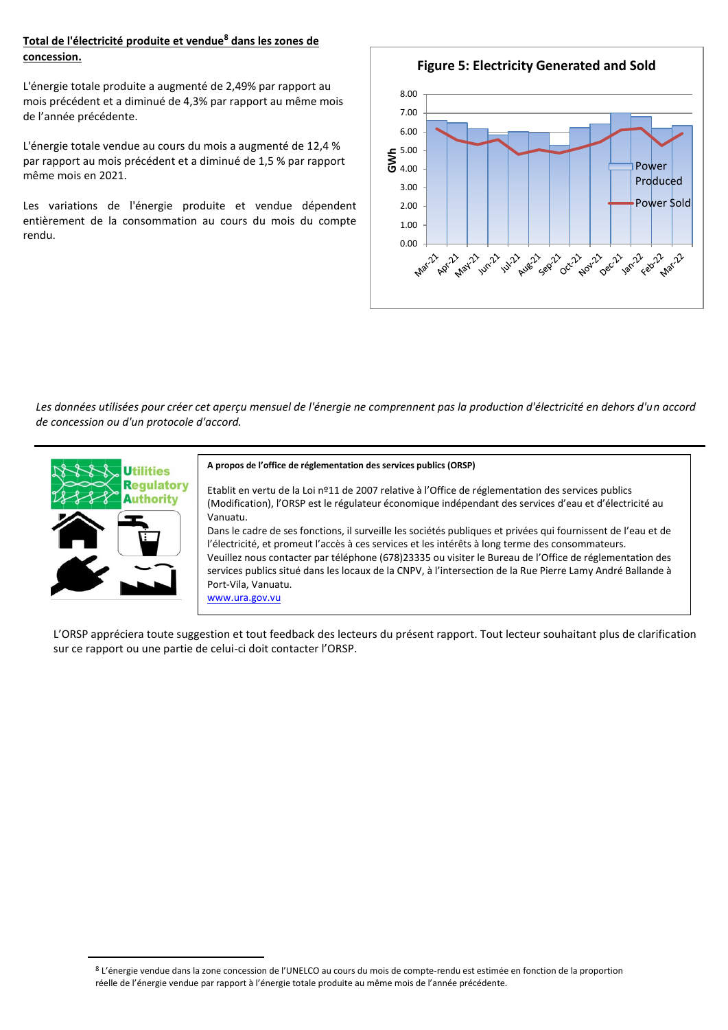**<u>Total de l'électricité produite et vendue[8] dans les zones de concession.</u>**

L'énergie totale produite a augmenté de 2,49% par rapport au mois précédent et a diminué de 4,3% par rapport au même mois de l'année précédente.

L'énergie totale vendue au cours du mois a augmenté de 12,4 % par rapport au mois précédent et a diminué de 1,5 % par rapport même mois en 2021.

Les variations de l'énergie produite et vendue dépendent entièrement de la consommation au cours du mois du compte rendu.

**Figure 5: Electricity Generated and Sold**

*Les données utilisées pour créer cet aperçu mensuel de l'énergie ne comprennent pas la production d'électricité en dehors d'un accord de concession ou d'un protocole d'accord.*

**A propos de l'office de réglementation des services publics (ORSP)**

Etablit en vertu de la Loi nº11 de 2007 relative à l'Office de réglementation des services publics (Modification), l'ORSP est le régulateur économique indépendant des services d'eau et d'électricité au Vanuatu.
Dans le cadre de ses fonctions, il surveille les sociétés publiques et privées qui fournissent de l'eau et de l'électricité, et promeut l'accès à ces services et les intérêts à long terme des consommateurs.
Veuillez nous contacter par téléphone (678)23335 ou visiter le Bureau de l'Office de réglementation des services publics situé dans les locaux de la CNPV, à l'intersection de la Rue Pierre Lamy André Ballande à Port-Vila, Vanuatu.
www.ura.gov.vu

L'ORSP appréciera toute suggestion et tout feedback des lecteurs du présent rapport. Tout lecteur souhaitant plus de clarification sur ce rapport ou une partie de celui-ci doit contacter l'ORSP.

[8] L'énergie vendue dans la zone concession de l'UNELCO au cours du mois de compte-rendu est estimée en fonction de la proportion réelle de l'énergie vendue par rapport à l'énergie totale produite au même mois de l'année précédente.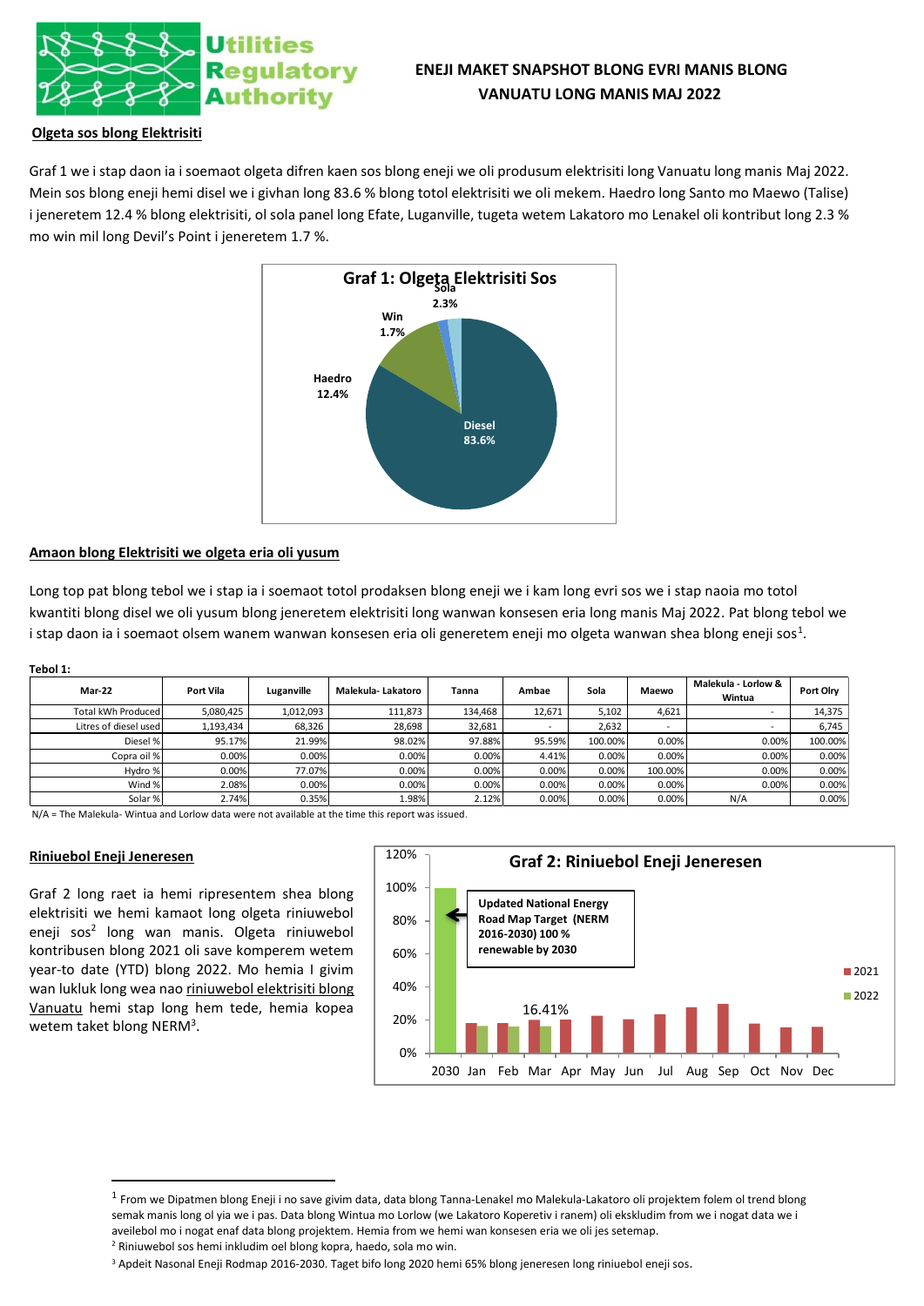## ENEJI MAKET SNAPSHOT BLONG EVRI MANIS BLONG VANUATU LONG MANIS MAJ 2022

### Olgeta sos blong Elektrisiti

Graf 1 we i stap daon ia i soemaot olgeta difren kaen sos blong eneji we oli produsum elektrisiti long Vanuatu long manis Maj 2022. Mein sos blong eneji hemi disel we i givhan long 83.6 % blong totol elektrisiti we oli mekem. Haedro long Santo mo Maewo (Talise) i jeneretem 12.4 % blong elektrisiti, ol sola panel long Efate, Luganville, tugeta wetem Lakatoro mo Lenakel oli kontribut long 2.3 % mo win mil long Devil's Point i jeneretem 1.7 %.

**Graf 1: Olgeta Elektrisiti Sos**

Diesel 83.6%; Haedro 12.4%; Sola 2.3%; Win 1.7%

### Amaon blong Elektrisiti we olgeta eria oli yusum

Long top pat blong tebol we i stap ia i soemaot totol prodaksen blong eneji we i kam long evri sos we i stap naoia mo totol kwantiti blong disel we oli yusum blong jeneretem elektrisiti long wanwan konsesen eria long manis Maj 2022. Pat blong tebol we i stap daon ia i soemaot olsem wanem wanwan konsesen eria oli generetem eneji mo olgeta wanwan shea blong eneji sos[1].

**Tebol 1:**

| Mar-22 | Port Vila | Luganville | Malekula- Lakatoro | Tanna | Ambae | Sola | Maewo | Malekula - Lorlow & Wintua | Port Olry |
|---|---|---|---|---|---|---|---|---|---|
| Total kWh Produced | 5,080,425 | 1,012,093 | 111,873 | 134,468 | 12,671 | 5,102 | 4,621 | - | 14,375 |
| Litres of diesel used | 1,193,434 | 68,326 | 28,698 | 32,681 | - | 2,632 | - | - | 6,745 |
| Diesel % | 95.17% | 21.99% | 98.02% | 97.88% | 95.59% | 100.00% | 0.00% | 0.00% | 100.00% |
| Copra oil % | 0.00% | 0.00% | 0.00% | 0.00% | 4.41% | 0.00% | 0.00% | 0.00% | 0.00% |
| Hydro % | 0.00% | 77.07% | 0.00% | 0.00% | 0.00% | 0.00% | 100.00% | 0.00% | 0.00% |
| Wind % | 2.08% | 0.00% | 0.00% | 0.00% | 0.00% | 0.00% | 0.00% | 0.00% | 0.00% |
| Solar % | 2.74% | 0.35% | 1.98% | 2.12% | 0.00% | 0.00% | 0.00% | N/A | 0.00% |

N/A = The Malekula- Wintua and Lorlow data were not available at the time this report was issued.

### Riniuebol Eneji Jeneresen

Graf 2 long raet ia hemi ripresentem shea blong elektrisiti we hemi kamaot long olgeta riniuebol eneji sos[2] long wan manis. Olgeta riniuebol kontribusen blong 2021 oli save komperem wetem year-to date (YTD) blong 2022. Mo hemia I givim wan lukluk long wea nao riniuebol elektrisiti blong Vanuatu hemi stap long hem tede, hemia kopea wetem taket blong NERM[3].

**Graf 2: Riniuebol Eneji Jeneresen**

Updated National Energy Road Map Target (NERM 2016-2030) 100 % renewable by 2030

Legend: 2021, 2022. X-axis: 2030, Jan, Feb, Mar, Apr, May, Jun, Jul, Aug, Sep, Oct, Nov, Dec. Label: 16.41%

---

[1] From we Dipatmen blong Eneji i no save givim data, data blong Tanna-Lenakel mo Malekula-Lakatoro oli projektem folem ol trend blong semak manis long ol yia we i pas. Data blong Wintua mo Lorlow (we Lakatoro Koperetiv i ranem) oli eksludim from we i nogat data we i aveilebol mo i nogat enaf data blong projektem. Hemia from we hemi wan konsesen eria we oli jes setemap.

[2] Riniuwebol sos hemi inkludim oel blong kopra, haedo, sola mo win.

[3] Apdeit Nasonal Eneji Rodmap 2016-2030. Taget bifo long 2020 hemi 65% blong jeneresen long riniuebol eneji sos.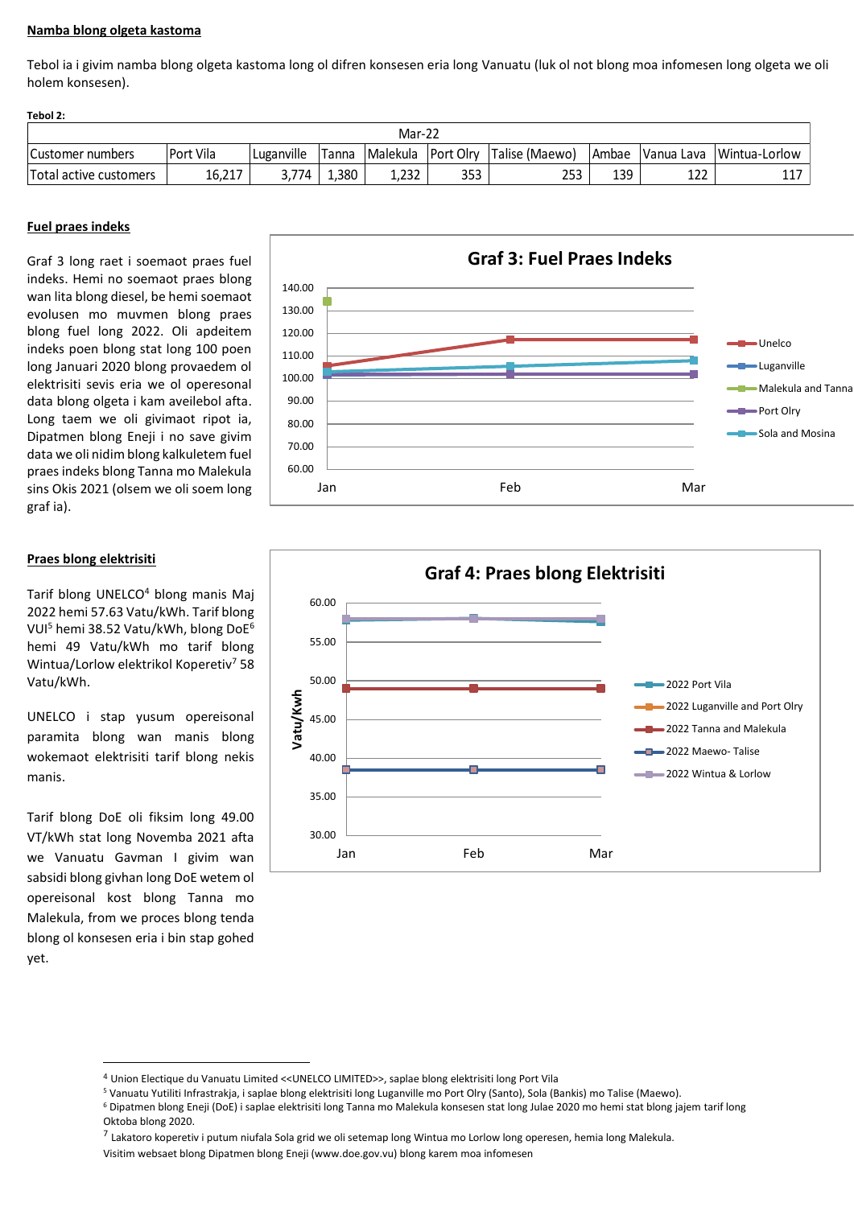**Namba blong olgeta kastoma**

Tebol ia i givim namba blong olgeta kastoma long ol difren konsesen eria long Vanuatu (luk ol not blong moa infomesen long olgeta we oli holem konsesen).

**Tebol 2:**

| Mar-22 | | | | | | | | | |
|---|---|---|---|---|---|---|---|---|---|
| Customer numbers | Port Vila | Luganville | Tanna | Malekula | Port Olry | Talise (Maewo) | Ambae | Vanua Lava | Wintua-Lorlow |
| Total active customers | 16,217 | 3,774 | 1,380 | 1,232 | 353 | 253 | 139 | 122 | 117 |

**Fuel praes indeks**

Graf 3 long raet i soemaot praes fuel indeks. Hemi no soemaot praes blong wan lita blong diesel, be hemi soemaot evolusen mo muvmen blong praes blong fuel long 2022. Oli apdeitem indeks poen blong stat long 100 poen long Januari 2020 blong provaedem ol elektrisiti sevis eria we ol operesonal data blong olgeta i kam aveilebol afta. Long taem we oli givimaot ripot ia, Dipatmen blong Eneji i no save givim data we oli nidim blong kalkuletem fuel praes indeks blong Tanna mo Malekula sins Okis 2021 (olsem we oli soem long graf ia).

**Graf 3: Fuel Praes Indeks**

(Y-axis: 60.00–140.00; X-axis: Jan, Feb, Mar; Series: Unelco, Luganville, Malekula and Tanna, Port Olry, Sola and Mosina)

**Praes blong elektrisiti**

Tarif blong UNELCO[4] blong manis Maj 2022 hemi 57.63 Vatu/kWh. Tarif blong VUI[5] hemi 38.52 Vatu/kWh, blong DoE[6] hemi 49 Vatu/kWh mo tarif blong Wintua/Lorlow elektrikol Koperetiv[7] 58 Vatu/kWh.

UNELCO i stap yusum opereisonal paramita blong wan manis blong wokemaot elektrisiti tarif blong nekis manis.

Tarif blong DoE oli fiksim long 49.00 VT/kWh stat long Novemba 2021 afta we Vanuatu Gavman I givim wan sabsidi blong givhan long DoE wetem ol opereisonal kost blong Tanna mo Malekula, from we proces blong tenda blong ol konsesen eria i bin stap gohed yet.

**Graf 4: Praes blong Elektrisiti**

(Y-axis: Vatu/Kwh, 30.00–60.00; X-axis: Jan, Feb, Mar; Series: 2022 Port Vila, 2022 Luganville and Port Olry, 2022 Tanna and Malekula, 2022 Maewo- Talise, 2022 Wintua & Lorlow)

---

[4] Union Electique du Vanuatu Limited <<UNELCO LIMITED>>, saplae blong elektrisiti long Port Vila

[5] Vanuatu Yutiliti Infrastrakja, i saplae blong elektrisiti long Luganville mo Port Olry (Santo), Sola (Bankis) mo Talise (Maewo).

[6] Dipatmen blong Eneji (DoE) i saplae elektrisiti long Tanna mo Malekula konsesen stat long Julae 2020 mo hemi stat blong jajem tarif long Oktoba blong 2020.

[7] Lakatoro koperetiv i putum niufala Sola grid we oli setemap long Wintua mo Lorlow long operesen, hemia long Malekula.

Visitim websaet blong Dipatmen blong Eneji (www.doe.gov.vu) blong karem moa infomesen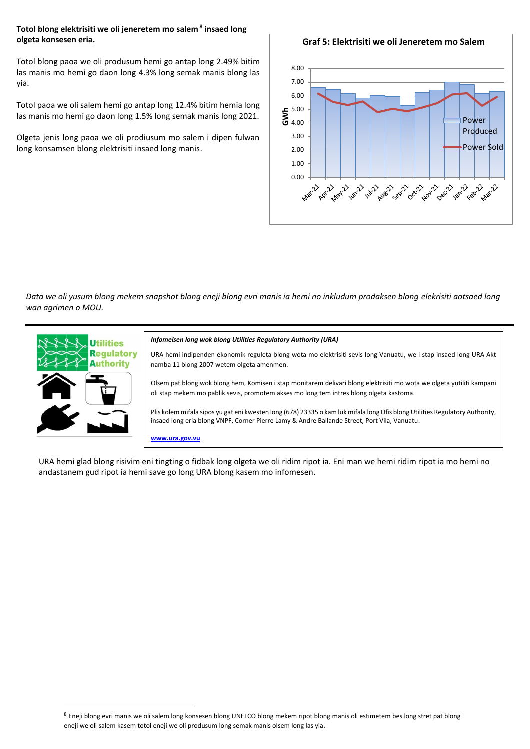**Totol blong elektrisiti we oli jeneretem mo salem[8] insaed long olgeta konsesen eria.**

Totol blong paoa we oli produsum hemi go antap long 2.49% bitim las manis mo hemi go daon long 4.3% long semak manis blong las yia.

Totol paoa we oli salem hemi go antap long 12.4% bitim hemia long las manis mo hemi go daon long 1.5% long semak manis long 2021.

Olgeta jenis long paoa we oli prodiusum mo salem i dipen fulwan long konsamsen blong elektrisiti insaed long manis.

**Graf 5: Elektrisiti we oli Jeneretem mo Salem**

GWh

8.00
7.00
6.00
5.00
4.00
3.00
2.00
1.00
0.00

Mar-21
Apr-21
May-21
Jun-21
Jul-21
Aug-21
Sep-21
Oct-21
Nov-21
Dec-21
Jan-22
Feb-22
Mar-22

Power Produced
Power Sold

*Data we oli yusum blong mekem snapshot blong eneji blong evri manis ia hemi no inkludum prodaksen blong elekrisiti aotsaed long wan agrimen o MOU.*

Utilities Regulatory Authority

***Infomeisen long wok blong Utilities Regulatory Authority (URA)***

URA hemi indipenden ekonomik reguleta blong wota mo elektrisiti sevis long Vanuatu, we i stap insaed long URA Akt namba 11 blong 2007 wetem olgeta amenmen.

Olsem pat blong wok blong hem, Komisen i stap monitarem delivari blong elektrisiti mo wota we olgeta yutiliti kampani oli stap mekem mo pablik sevis, promotem akses mo long tem intres blong olgeta kastoma.

Plis kolem mifala sipos yu gat eni kwesten long (678) 23335 o kam luk mifala long Ofis blong Utilities Regulatory Authority, insaed long eria blong VNPF, Corner Pierre Lamy & Andre Ballande Street, Port Vila, Vanuatu.

**www.ura.gov.vu**

URA hemi glad blong risivim eni tingting o fidbak long olgeta we oli ridim ripot ia. Eni man we hemi ridim ripot ia mo hemi no andastanem gud ripot ia hemi save go long URA blong kasem mo infomesen.

[8] Eneji blong evri manis we oli salem long konsesen blong UNELCO blong mekem ripot blong manis oli estimetem bes long stret pat blong eneji we oli salem kasem totol eneji we oli produsum long semak manis olsem long las yia.